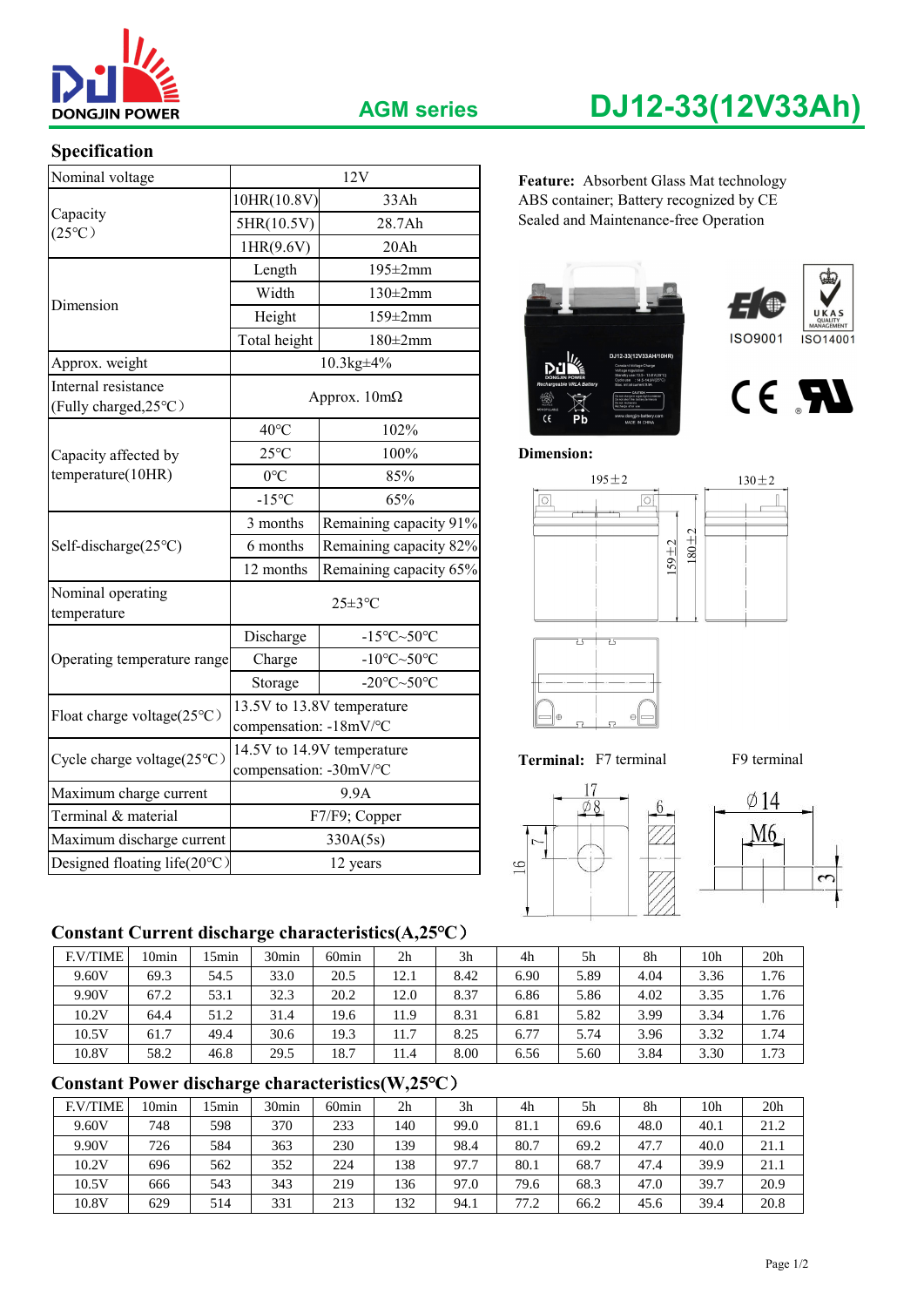DONGJIN POWER

**AGM series** **DJ12-33(12V33Ah)**

## Specification

| Nominal voltage | 12V | |
|---|---|---|
| Capacity (25°C) | 10HR(10.8V) | 33Ah |
| | 5HR(10.5V) | 28.7Ah |
| | 1HR(9.6V) | 20Ah |
| Dimension | Length | 195±2mm |
| | Width | 130±2mm |
| | Height | 159±2mm |
| | Total height | 180±2mm |
| Approx. weight | 10.3kg±4% | |
| Internal resistance (Fully charged,25°C) | Approx. 10mΩ | |
| Capacity affected by temperature(10HR) | 40°C | 102% |
| | 25°C | 100% |
| | 0°C | 85% |
| | -15°C | 65% |
| Self-discharge(25°C) | 3 months | Remaining capacity 91% |
| | 6 months | Remaining capacity 82% |
| | 12 months | Remaining capacity 65% |
| Nominal operating temperature | 25±3°C | |
| Operating temperature range | Discharge | -15°C~50°C |
| | Charge | -10°C~50°C |
| | Storage | -20°C~50°C |
| Float charge voltage(25°C) | 13.5V to 13.8V temperature compensation: -18mV/°C | |
| Cycle charge voltage(25°C) | 14.5V to 14.9V temperature compensation: -30mV/°C | |
| Maximum charge current | 9.9A | |
| Terminal & material | F7/F9; Copper | |
| Maximum discharge current | 330A(5s) | |
| Designed floating life(20°C) | 12 years | |

**Feature:** Absorbent Glass Mat technology
ABS container; Battery recognized by CE
Sealed and Maintenance-free Operation

ISO9001 ISO14001

**Dimension:**

195±2 130±2 159±2 180±2

**Terminal:** F7 terminal F9 terminal

## Constant Current discharge characteristics(A,25°C)

| F.V/TIME | 10min | 15min | 30min | 60min | 2h | 3h | 4h | 5h | 8h | 10h | 20h |
|---|---|---|---|---|---|---|---|---|---|---|---|
| 9.60V | 69.3 | 54.5 | 33.0 | 20.5 | 12.1 | 8.42 | 6.90 | 5.89 | 4.04 | 3.36 | 1.76 |
| 9.90V | 67.2 | 53.1 | 32.3 | 20.2 | 12.0 | 8.37 | 6.86 | 5.86 | 4.02 | 3.35 | 1.76 |
| 10.2V | 64.4 | 51.2 | 31.4 | 19.6 | 11.9 | 8.31 | 6.81 | 5.82 | 3.99 | 3.34 | 1.76 |
| 10.5V | 61.7 | 49.4 | 30.6 | 19.3 | 11.7 | 8.25 | 6.77 | 5.74 | 3.96 | 3.32 | 1.74 |
| 10.8V | 58.2 | 46.8 | 29.5 | 18.7 | 11.4 | 8.00 | 6.56 | 5.60 | 3.84 | 3.30 | 1.73 |

## Constant Power discharge characteristics(W,25°C)

| F.V/TIME | 10min | 15min | 30min | 60min | 2h | 3h | 4h | 5h | 8h | 10h | 20h |
|---|---|---|---|---|---|---|---|---|---|---|---|
| 9.60V | 748 | 598 | 370 | 233 | 140 | 99.0 | 81.1 | 69.6 | 48.0 | 40.1 | 21.2 |
| 9.90V | 726 | 584 | 363 | 230 | 139 | 98.4 | 80.7 | 69.2 | 47.7 | 40.0 | 21.1 |
| 10.2V | 696 | 562 | 352 | 224 | 138 | 97.7 | 80.1 | 68.7 | 47.4 | 39.9 | 21.1 |
| 10.5V | 666 | 543 | 343 | 219 | 136 | 97.0 | 79.6 | 68.3 | 47.0 | 39.7 | 20.9 |
| 10.8V | 629 | 514 | 331 | 213 | 132 | 94.1 | 77.2 | 66.2 | 45.6 | 39.4 | 20.8 |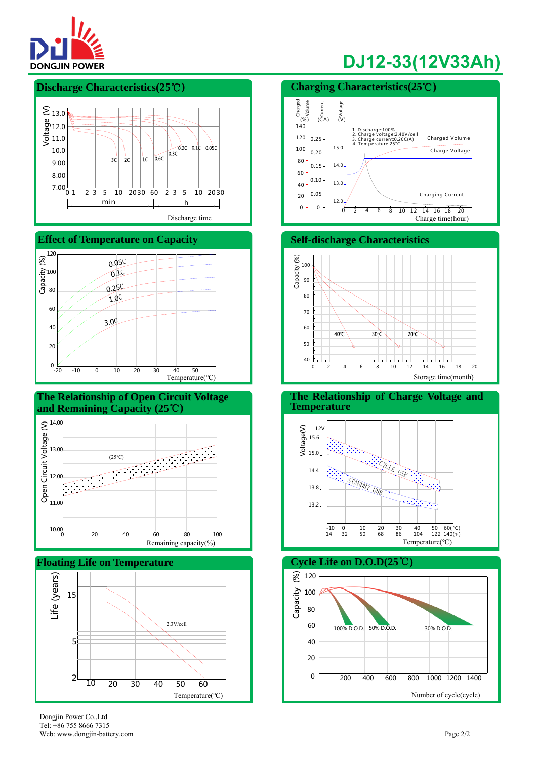# DJ12-33(12V33Ah)

DONGJIN POWER

## Discharge Characteristics(25℃)

Voltage (V)
13.0
12.0
11.0
10.0
9.00
8.00
7.00
0 1 2 3 5 10 20 30 60 2 3 5 10 20 30
min
h
3C 2C 1C 0.6C 0.3C 0.2C 0.1C 0.05C
Discharge time

## Charging Characteristics(25℃)

Charged Volume (%)
Current (CA)
Voltage (V)
140 120 100 80 60 40 20 0
0.25 0.20 0.15 0.10 0.05 0
15.0 14.0 13.0 12.0
1. Discharge:100%
2. Charge voltage:2.40V/cell
3. Charge current:0.20C(A)
4. Temperature:25°C
Charged Volume
Charge Voltage
Charging Current
0 2 4 6 8 10 12 14 16 18 20
Charge time(hour)

## Effect of Temperature on Capacity

Capacity (%)
120 100 80 60 40 20 0
0.05C
0.1C
0.25C
1.0C
3.0C
-20 -10 0 10 20 30 40 50
Temperature(℃)

## Self-discharge Characteristics

Capacity (%)
100 90 80 70 60 50 40
40℃ 30℃ 20℃
0 2 4 6 8 10 12 14 16 18 20
Storage time(month)

## The Relationship of Open Circuit Voltage and Remaining Capacity (25℃)

Open Circuit Voltage (V)
14.00 13.00 12.00 11.00 10.00
(25℃)
0 20 40 60 80 100
Remaining capacity(%)

## The Relationship of Charge Voltage and Temperature

Voltage(V)
12V
15.6 15.0 14.4 13.8 13.2
CYCLE USE
STANDBY USE
-10 0 10 20 30 40 50 60(℃)
14 32 50 68 86 104 122 140(℉)
Temperature(℃)

## Floating Life on Temperature

Life (years)
15 5 2
2.3V/cell
10 20 30 40 50 60
Temperature(℃)

## Cycle Life on D.O.D(25℃)

Capacity (%)
120 100 80 60 40 20 0
100% D.O.D. 50% D.O.D. 30% D.O.D.
200 400 600 800 1000 1200 1400
Number of cycle(cycle)

Dongjin Power Co.,Ltd
Tel: +86 755 8666 7315
Web: www.dongjin-battery.com